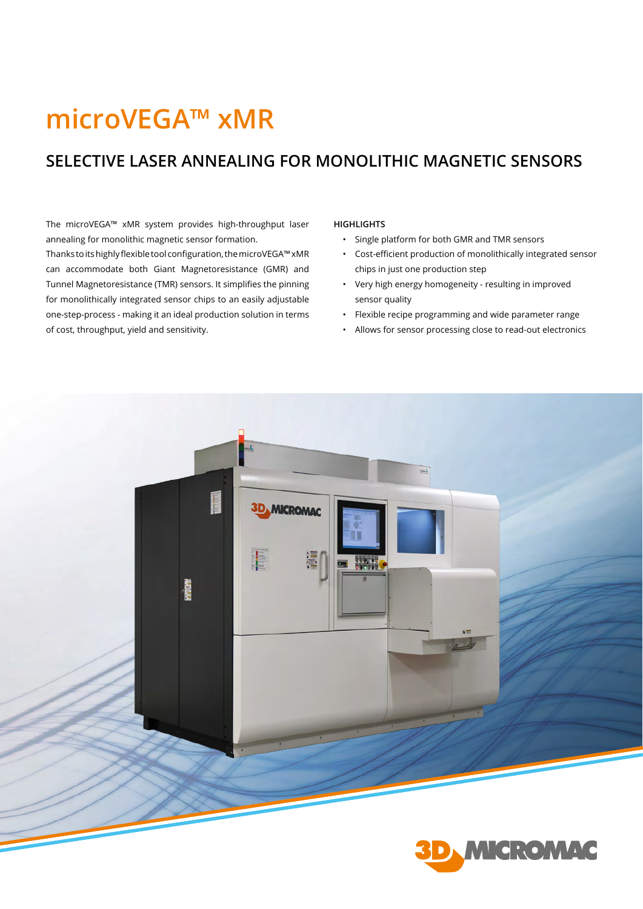# microVEGA™ xMR

## SELECTIVE LASER ANNEALING FOR MONOLITHIC MAGNETIC SENSORS

The microVEGA™ xMR system provides high-throughput laser annealing for monolithic magnetic sensor formation.
Thanks to its highly flexible tool configuration, the microVEGA™ xMR can accommodate both Giant Magnetoresistance (GMR) and Tunnel Magnetoresistance (TMR) sensors. It simplifies the pinning for monolithically integrated sensor chips to an easily adjustable one-step-process - making it an ideal production solution in terms of cost, throughput, yield and sensitivity.

**HIGHLIGHTS**

- Single platform for both GMR and TMR sensors
- Cost-efficient production of monolithically integrated sensor chips in just one production step
- Very high energy homogeneity - resulting in improved sensor quality
- Flexible recipe programming and wide parameter range
- Allows for sensor processing close to read-out electronics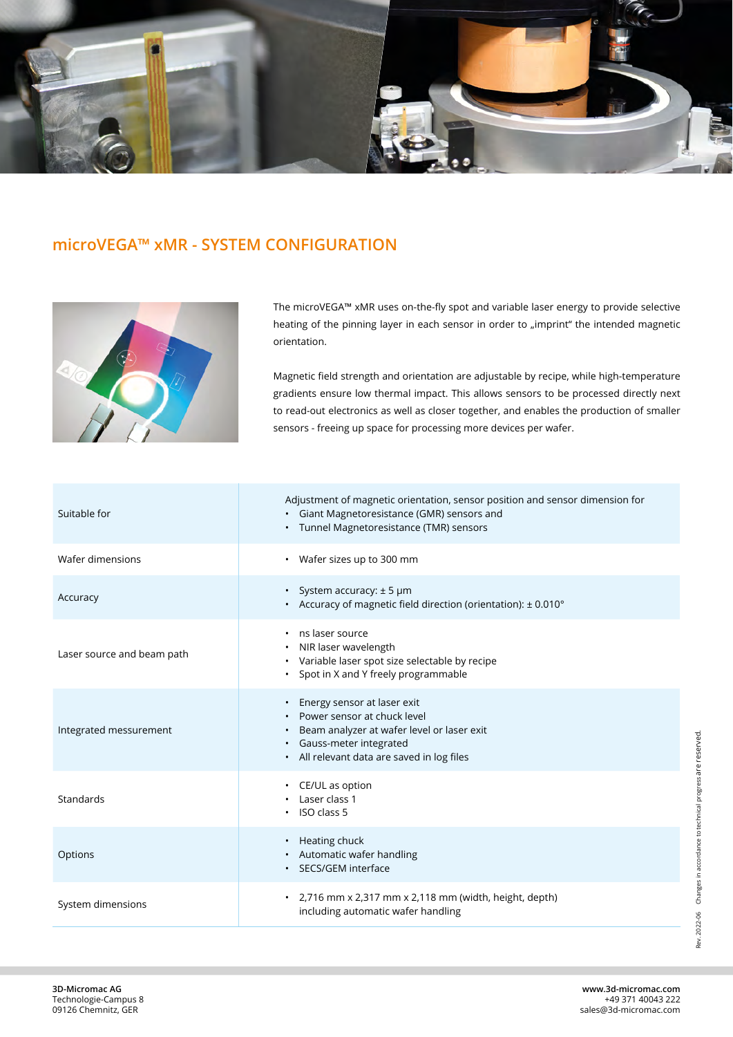## microVEGA™ xMR - SYSTEM CONFIGURATION

The microVEGA™ xMR uses on-the-fly spot and variable laser energy to provide selective heating of the pinning layer in each sensor in order to „imprint" the intended magnetic orientation.

Magnetic field strength and orientation are adjustable by recipe, while high-temperature gradients ensure low thermal impact. This allows sensors to be processed directly next to read-out electronics as well as closer together, and enables the production of smaller sensors - freeing up space for processing more devices per wafer.

| | |
|---|---|
| Suitable for | Adjustment of magnetic orientation, sensor position and sensor dimension for<br>• Giant Magnetoresistance (GMR) sensors and<br>• Tunnel Magnetoresistance (TMR) sensors |
| Wafer dimensions | • Wafer sizes up to 300 mm |
| Accuracy | • System accuracy: ± 5 µm<br>• Accuracy of magnetic field direction (orientation): ± 0.010° |
| Laser source and beam path | • ns laser source<br>• NIR laser wavelength<br>• Variable laser spot size selectable by recipe<br>• Spot in X and Y freely programmable |
| Integrated messurement | • Energy sensor at laser exit<br>• Power sensor at chuck level<br>• Beam analyzer at wafer level or laser exit<br>• Gauss-meter integrated<br>• All relevant data are saved in log files |
| Standards | • CE/UL as option<br>• Laser class 1<br>• ISO class 5 |
| Options | • Heating chuck<br>• Automatic wafer handling<br>• SECS/GEM interface |
| System dimensions | • 2,716 mm x 2,317 mm x 2,118 mm (width, height, depth) including automatic wafer handling |

Rev. 2022-06 Changes in accordance to technical progress are reserved.

**3D-Micromac AG**
Technologie-Campus 8
09126 Chemnitz, GER

**www.3d-micromac.com**
+49 371 40043 222
sales@3d-micromac.com